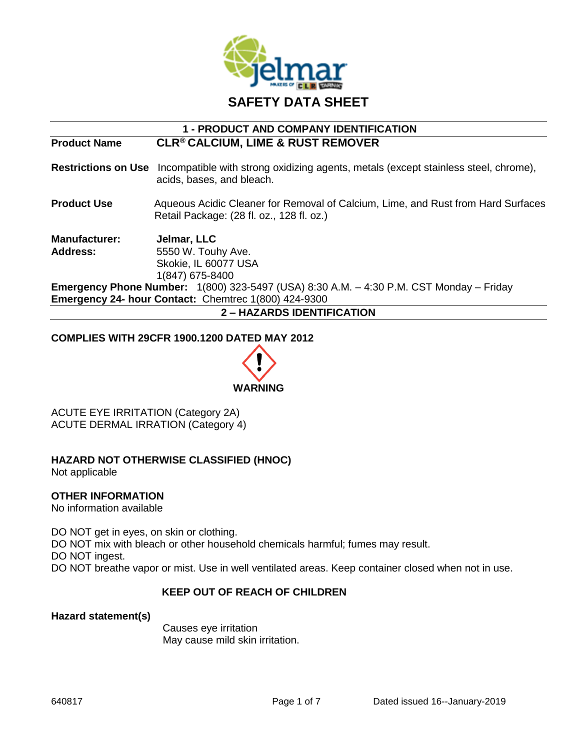# SAFETY DATA SHEET

## 1 - PRODUCT AND COMPANY IDENTIFICATION

**Product Name** **CLR® CALCIUM, LIME & RUST REMOVER**

**Restrictions on Use** Incompatible with strong oxidizing agents, metals (except stainless steel, chrome), acids, bases, and bleach.

**Product Use** Aqueous Acidic Cleaner for Removal of Calcium, Lime, and Rust from Hard Surfaces
Retail Package: (28 fl. oz., 128 fl. oz.)

**Manufacturer:** **Jelmar, LLC**
**Address:** 5550 W. Touhy Ave.
Skokie, IL 60077 USA
1(847) 675-8400

**Emergency Phone Number:** 1(800) 323-5497 (USA) 8:30 A.M. – 4:30 P.M. CST Monday – Friday
**Emergency 24- hour Contact:** Chemtrec 1(800) 424-9300

## 2 – HAZARDS IDENTIFICATION

**COMPLIES WITH 29CFR 1900.1200 DATED MAY 2012**

**WARNING**

ACUTE EYE IRRITATION (Category 2A)
ACUTE DERMAL IRRATION (Category 4)

**HAZARD NOT OTHERWISE CLASSIFIED (HNOC)**
Not applicable

**OTHER INFORMATION**
No information available

DO NOT get in eyes, on skin or clothing.
DO NOT mix with bleach or other household chemicals harmful; fumes may result.
DO NOT ingest.
DO NOT breathe vapor or mist. Use in well ventilated areas. Keep container closed when not in use.

**KEEP OUT OF REACH OF CHILDREN**

**Hazard statement(s)**

Causes eye irritation
May cause mild skin irritation.

640817 Dated issued 16--January-2019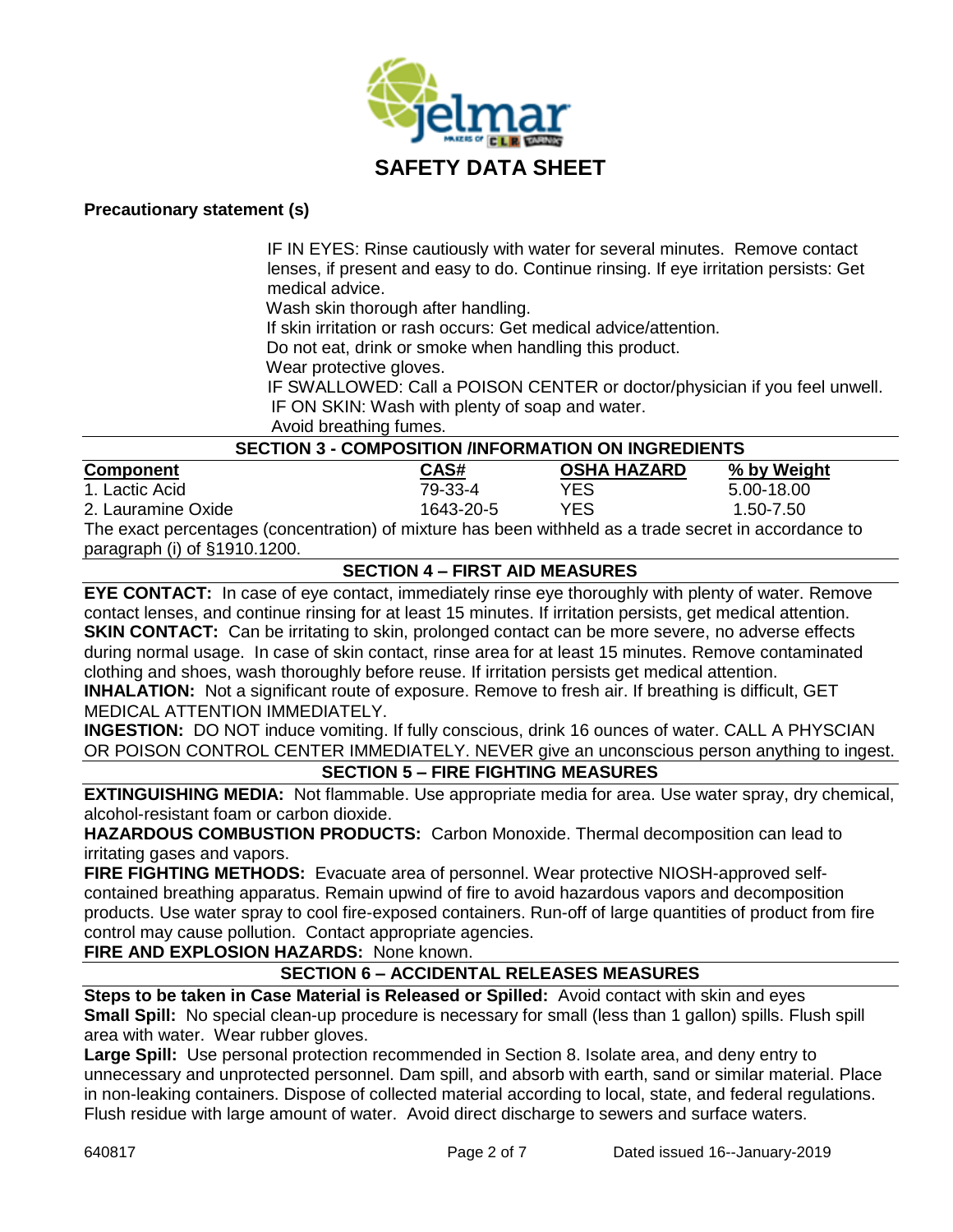# SAFETY DATA SHEET

**Precautionary statement (s)**

IF IN EYES: Rinse cautiously with water for several minutes. Remove contact lenses, if present and easy to do. Continue rinsing. If eye irritation persists: Get medical advice.
Wash skin thorough after handling.
If skin irritation or rash occurs: Get medical advice/attention.
Do not eat, drink or smoke when handling this product.
Wear protective gloves.
IF SWALLOWED: Call a POISON CENTER or doctor/physician if you feel unwell.
IF ON SKIN: Wash with plenty of soap and water.
Avoid breathing fumes.

## SECTION 3 - COMPOSITION /INFORMATION ON INGREDIENTS

| Component | CAS# | OSHA HAZARD | % by Weight |
|---|---|---|---|
| 1. Lactic Acid | 79-33-4 | YES | 5.00-18.00 |
| 2. Lauramine Oxide | 1643-20-5 | YES | 1.50-7.50 |

The exact percentages (concentration) of mixture has been withheld as a trade secret in accordance to paragraph (i) of §1910.1200.

## SECTION 4 – FIRST AID MEASURES

**EYE CONTACT:** In case of eye contact, immediately rinse eye thoroughly with plenty of water. Remove contact lenses, and continue rinsing for at least 15 minutes. If irritation persists, get medical attention.
**SKIN CONTACT:** Can be irritating to skin, prolonged contact can be more severe, no adverse effects during normal usage. In case of skin contact, rinse area for at least 15 minutes. Remove contaminated clothing and shoes, wash thoroughly before reuse. If irritation persists get medical attention.
**INHALATION:** Not a significant route of exposure. Remove to fresh air. If breathing is difficult, GET MEDICAL ATTENTION IMMEDIATELY.
**INGESTION:** DO NOT induce vomiting. If fully conscious, drink 16 ounces of water. CALL A PHYSCIAN OR POISON CONTROL CENTER IMMEDIATELY. NEVER give an unconscious person anything to ingest.

## SECTION 5 – FIRE FIGHTING MEASURES

**EXTINGUISHING MEDIA:** Not flammable. Use appropriate media for area. Use water spray, dry chemical, alcohol-resistant foam or carbon dioxide.
**HAZARDOUS COMBUSTION PRODUCTS:** Carbon Monoxide. Thermal decomposition can lead to irritating gases and vapors.
**FIRE FIGHTING METHODS:** Evacuate area of personnel. Wear protective NIOSH-approved self-contained breathing apparatus. Remain upwind of fire to avoid hazardous vapors and decomposition products. Use water spray to cool fire-exposed containers. Run-off of large quantities of product from fire control may cause pollution. Contact appropriate agencies.
**FIRE AND EXPLOSION HAZARDS:** None known.

## SECTION 6 – ACCIDENTAL RELEASES MEASURES

**Steps to be taken in Case Material is Released or Spilled:** Avoid contact with skin and eyes
**Small Spill:** No special clean-up procedure is necessary for small (less than 1 gallon) spills. Flush spill area with water. Wear rubber gloves.
**Large Spill:** Use personal protection recommended in Section 8. Isolate area, and deny entry to unnecessary and unprotected personnel. Dam spill, and absorb with earth, sand or similar material. Place in non-leaking containers. Dispose of collected material according to local, state, and federal regulations. Flush residue with large amount of water. Avoid direct discharge to sewers and surface waters.

640817 Dated issued 16--January-2019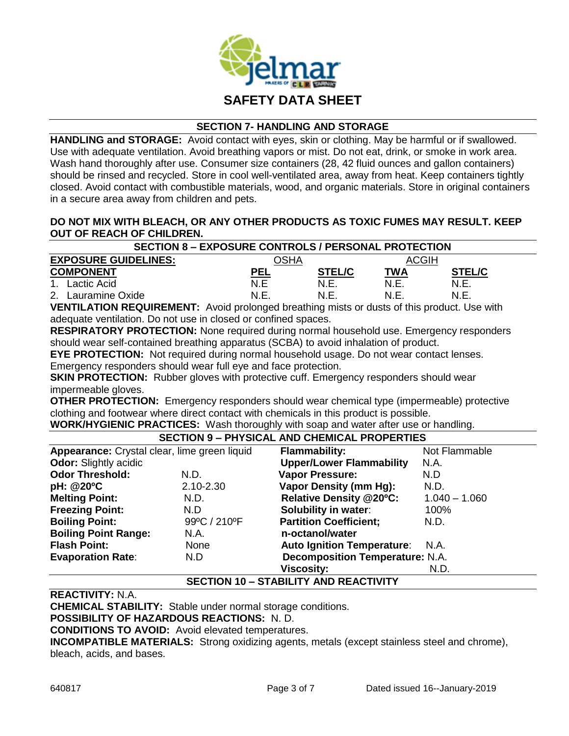# SAFETY DATA SHEET

## SECTION 7- HANDLING AND STORAGE

**HANDLING and STORAGE:** Avoid contact with eyes, skin or clothing. May be harmful or if swallowed. Use with adequate ventilation. Avoid breathing vapors or mist. Do not eat, drink, or smoke in work area. Wash hand thoroughly after use. Consumer size containers (28, 42 fluid ounces and gallon containers) should be rinsed and recycled. Store in cool well-ventilated area, away from heat. Keep containers tightly closed. Avoid contact with combustible materials, wood, and organic materials. Store in original containers in a secure area away from children and pets.

**DO NOT MIX WITH BLEACH, OR ANY OTHER PRODUCTS AS TOXIC FUMES MAY RESULT. KEEP OUT OF REACH OF CHILDREN.**

## SECTION 8 – EXPOSURE CONTROLS / PERSONAL PROTECTION

| EXPOSURE GUIDELINES: | OSHA | | ACGIH | |
|---|---|---|---|---|
| **COMPONENT** | **PEL** | **STEL/C** | **TWA** | **STEL/C** |
| 1. Lactic Acid | N.E | N.E. | N.E. | N.E. |
| 2. Lauramine Oxide | N.E. | N.E. | N.E. | N.E. |

**VENTILATION REQUIREMENT:** Avoid prolonged breathing mists or dusts of this product. Use with adequate ventilation. Do not use in closed or confined spaces.

**RESPIRATORY PROTECTION:** None required during normal household use. Emergency responders should wear self-contained breathing apparatus (SCBA) to avoid inhalation of product.

**EYE PROTECTION:** Not required during normal household usage. Do not wear contact lenses. Emergency responders should wear full eye and face protection.

**SKIN PROTECTION:** Rubber gloves with protective cuff. Emergency responders should wear impermeable gloves.

**OTHER PROTECTION:** Emergency responders should wear chemical type (impermeable) protective clothing and footwear where direct contact with chemicals in this product is possible.

**WORK/HYGIENIC PRACTICES:** Wash thoroughly with soap and water after use or handling.

## SECTION 9 – PHYSICAL AND CHEMICAL PROPERTIES

| Property | Value | Property | Value |
|---|---|---|---|
| **Appearance:** | Crystal clear, lime green liquid | **Flammability:** | Not Flammable |
| **Odor:** | Slightly acidic | **Upper/Lower Flammability** | N.A. |
| **Odor Threshold:** | N.D. | **Vapor Pressure:** | N.D |
| **pH: @20ºC** | 2.10-2.30 | **Vapor Density (mm Hg):** | N.D. |
| **Melting Point:** | N.D. | **Relative Density @20ºC:** | 1.040 – 1.060 |
| **Freezing Point:** | N.D | **Solubility in water:** | 100% |
| **Boiling Point:** | 99ºC / 210ºF | **Partition Coefficient; n-octanol/water** | N.D. |
| **Boiling Point Range:** | N.A. | | |
| **Flash Point:** | None | **Auto Ignition Temperature:** | N.A. |
| **Evaporation Rate:** | N.D | **Decomposition Temperature:** | N.A. |
| | | **Viscosity:** | N.D. |

## SECTION 10 – STABILITY AND REACTIVITY

**REACTIVITY:** N.A.

**CHEMICAL STABILITY:** Stable under normal storage conditions.

**POSSIBILITY OF HAZARDOUS REACTIONS:** N. D.

**CONDITIONS TO AVOID:** Avoid elevated temperatures.

**INCOMPATIBLE MATERIALS:** Strong oxidizing agents, metals (except stainless steel and chrome), bleach, acids, and bases.

640817 Dated issued 16--January-2019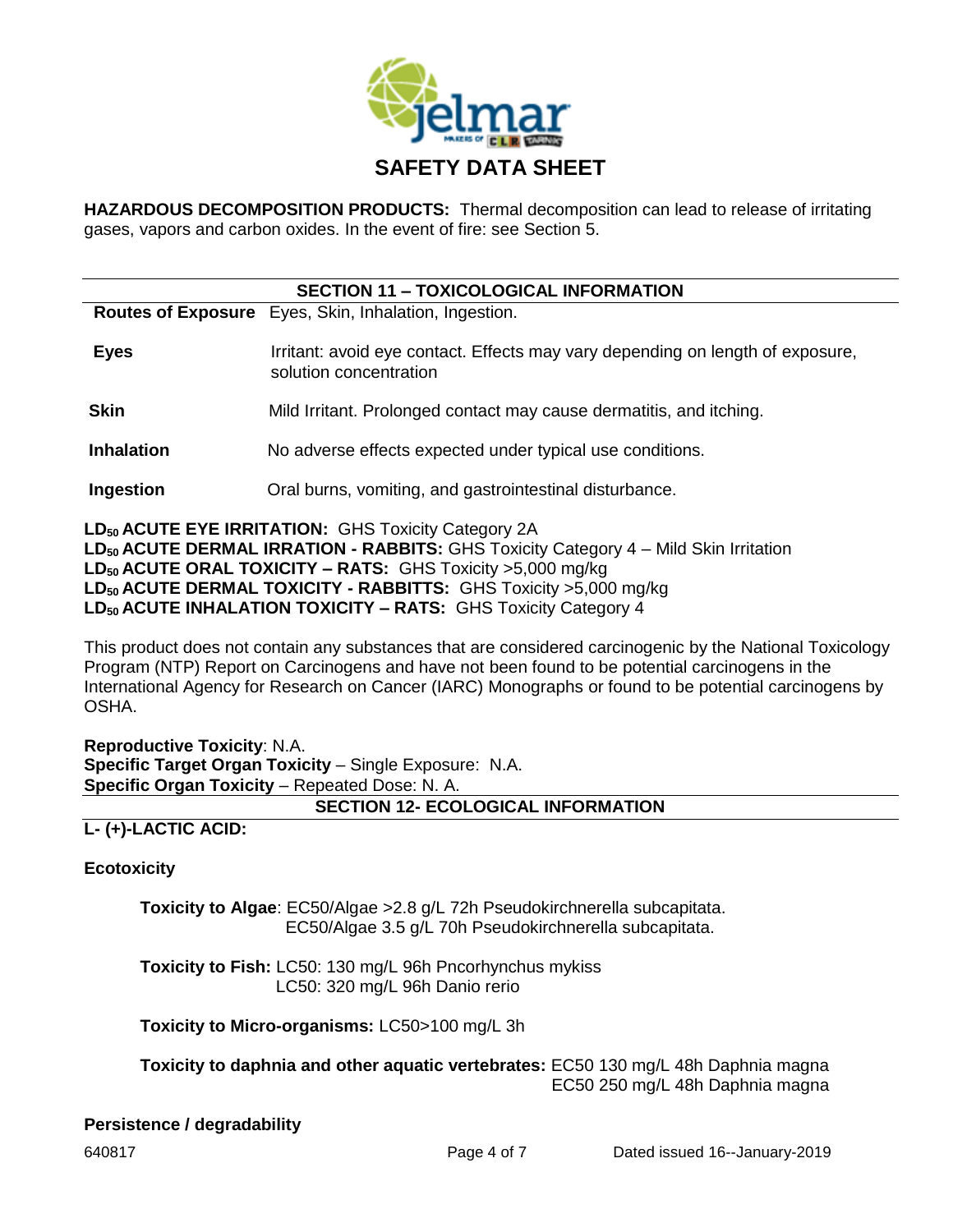# SAFETY DATA SHEET

**HAZARDOUS DECOMPOSITION PRODUCTS:** Thermal decomposition can lead to release of irritating gases, vapors and carbon oxides. In the event of fire: see Section 5.

## SECTION 11 – TOXICOLOGICAL INFORMATION

| | |
|---|---|
| **Routes of Exposure** | Eyes, Skin, Inhalation, Ingestion. |
| **Eyes** | Irritant: avoid eye contact. Effects may vary depending on length of exposure, solution concentration |
| **Skin** | Mild Irritant. Prolonged contact may cause dermatitis, and itching. |
| **Inhalation** | No adverse effects expected under typical use conditions. |
| **Ingestion** | Oral burns, vomiting, and gastrointestinal disturbance. |

**$LD_{50}$ ACUTE EYE IRRITATION:** GHS Toxicity Category 2A
**$LD_{50}$ ACUTE DERMAL IRRATION - RABBITS:** GHS Toxicity Category 4 – Mild Skin Irritation
**$LD_{50}$ ACUTE ORAL TOXICITY – RATS:** GHS Toxicity >5,000 mg/kg
**$LD_{50}$ ACUTE DERMAL TOXICITY - RABBITTS:** GHS Toxicity >5,000 mg/kg
**$LD_{50}$ ACUTE INHALATION TOXICITY – RATS:** GHS Toxicity Category 4

This product does not contain any substances that are considered carcinogenic by the National Toxicology Program (NTP) Report on Carcinogens and have not been found to be potential carcinogens in the International Agency for Research on Cancer (IARC) Monographs or found to be potential carcinogens by OSHA.

**Reproductive Toxicity**: N.A.
**Specific Target Organ Toxicity** – Single Exposure: N.A.
**Specific Organ Toxicity** – Repeated Dose: N. A.

## SECTION 12- ECOLOGICAL INFORMATION

**L- (+)-LACTIC ACID:**

**Ecotoxicity**

**Toxicity to Algae**: EC50/Algae >2.8 g/L 72h Pseudokirchnerella subcapitata.
EC50/Algae 3.5 g/L 70h Pseudokirchnerella subcapitata.

**Toxicity to Fish:** LC50: 130 mg/L 96h Pncorhynchus mykiss
LC50: 320 mg/L 96h Danio rerio

**Toxicity to Micro-organisms:** LC50>100 mg/L 3h

**Toxicity to daphnia and other aquatic vertebrates:** EC50 130 mg/L 48h Daphnia magna
EC50 250 mg/L 48h Daphnia magna

**Persistence / degradability**

640817 Dated issued 16--January-2019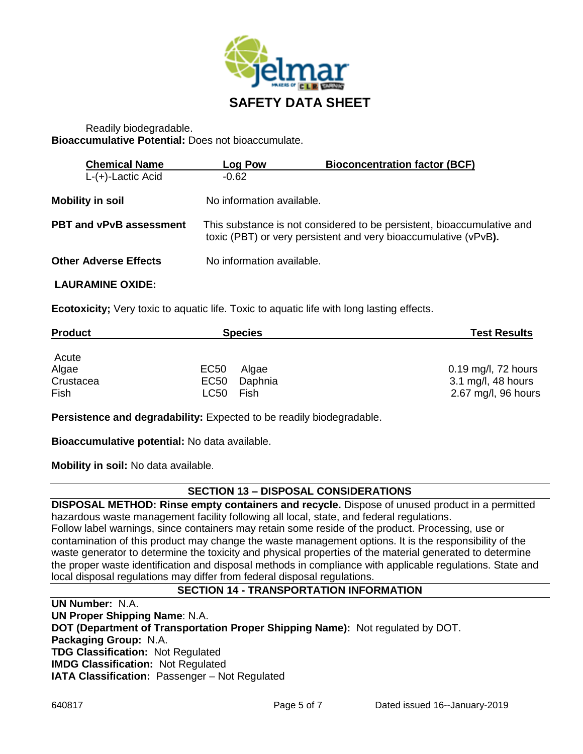Readily biodegradable.
**Bioaccumulative Potential:** Does not bioaccumulate.

| Chemical Name | Log Pow | Bioconcentration factor (BCF) |
|---|---|---|
| L-(+)-Lactic Acid | -0.62 | |

**Mobility in soil** No information available.

**PBT and vPvB assessment** This substance is not considered to be persistent, bioaccumulative and toxic (PBT) or very persistent and very bioaccumulative (vPvB**).**

**Other Adverse Effects** No information available.

**LAURAMINE OXIDE:**

**Ecotoxicity;** Very toxic to aquatic life. Toxic to aquatic life with long lasting effects.

| Product | Species | | Test Results |
|---|---|---|---|
| Acute | | | |
| Algae | EC50 | Algae | 0.19 mg/l, 72 hours |
| Crustacea | EC50 | Daphnia | 3.1 mg/l, 48 hours |
| Fish | LC50 | Fish | 2.67 mg/l, 96 hours |

**Persistence and degradability:** Expected to be readily biodegradable.

**Bioaccumulative potential:** No data available.

**Mobility in soil:** No data available.

## SECTION 13 – DISPOSAL CONSIDERATIONS

**DISPOSAL METHOD: Rinse empty containers and recycle.** Dispose of unused product in a permitted hazardous waste management facility following all local, state, and federal regulations.
Follow label warnings, since containers may retain some reside of the product. Processing, use or contamination of this product may change the waste management options. It is the responsibility of the waste generator to determine the toxicity and physical properties of the material generated to determine the proper waste identification and disposal methods in compliance with applicable regulations. State and local disposal regulations may differ from federal disposal regulations.

## SECTION 14 - TRANSPORTATION INFORMATION

**UN Number:** N.A.
**UN Proper Shipping Name**: N.A.
**DOT (Department of Transportation Proper Shipping Name):** Not regulated by DOT.
**Packaging Group:** N.A.
**TDG Classification:** Not Regulated
**IMDG Classification:** Not Regulated
**IATA Classification:** Passenger – Not Regulated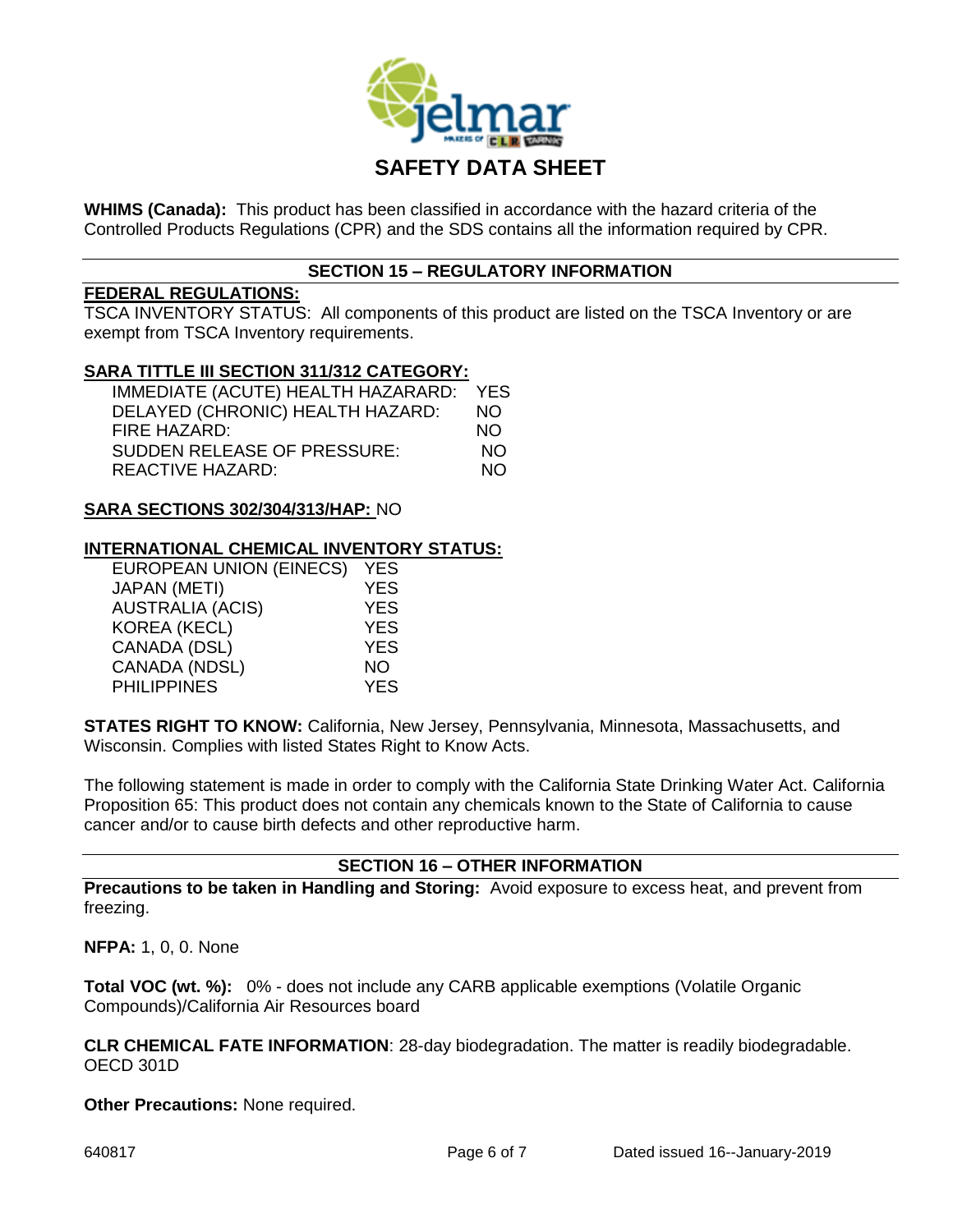# SAFETY DATA SHEET

**WHIMS (Canada):** This product has been classified in accordance with the hazard criteria of the Controlled Products Regulations (CPR) and the SDS contains all the information required by CPR.

## SECTION 15 – REGULATORY INFORMATION

**FEDERAL REGULATIONS:**

TSCA INVENTORY STATUS: All components of this product are listed on the TSCA Inventory or are exempt from TSCA Inventory requirements.

**SARA TITTLE III SECTION 311/312 CATEGORY:**

| | |
|---|---|
| IMMEDIATE (ACUTE) HEALTH HAZARARD: | YES |
| DELAYED (CHRONIC) HEALTH HAZARD: | NO |
| FIRE HAZARD: | NO |
| SUDDEN RELEASE OF PRESSURE: | NO |
| REACTIVE HAZARD: | NO |

**SARA SECTIONS 302/304/313/HAP:** NO

**INTERNATIONAL CHEMICAL INVENTORY STATUS:**

| | |
|---|---|
| EUROPEAN UNION (EINECS) | YES |
| JAPAN (METI) | YES |
| AUSTRALIA (ACIS) | YES |
| KOREA (KECL) | YES |
| CANADA (DSL) | YES |
| CANADA (NDSL) | NO |
| PHILIPPINES | YES |

**STATES RIGHT TO KNOW:** California, New Jersey, Pennsylvania, Minnesota, Massachusetts, and Wisconsin. Complies with listed States Right to Know Acts.

The following statement is made in order to comply with the California State Drinking Water Act. California Proposition 65: This product does not contain any chemicals known to the State of California to cause cancer and/or to cause birth defects and other reproductive harm.

## SECTION 16 – OTHER INFORMATION

**Precautions to be taken in Handling and Storing:** Avoid exposure to excess heat, and prevent from freezing.

**NFPA:** 1, 0, 0. None

**Total VOC (wt. %):** 0% - does not include any CARB applicable exemptions (Volatile Organic Compounds)/California Air Resources board

**CLR CHEMICAL FATE INFORMATION**: 28-day biodegradation. The matter is readily biodegradable. OECD 301D

**Other Precautions:** None required.

640817 Dated issued 16--January-2019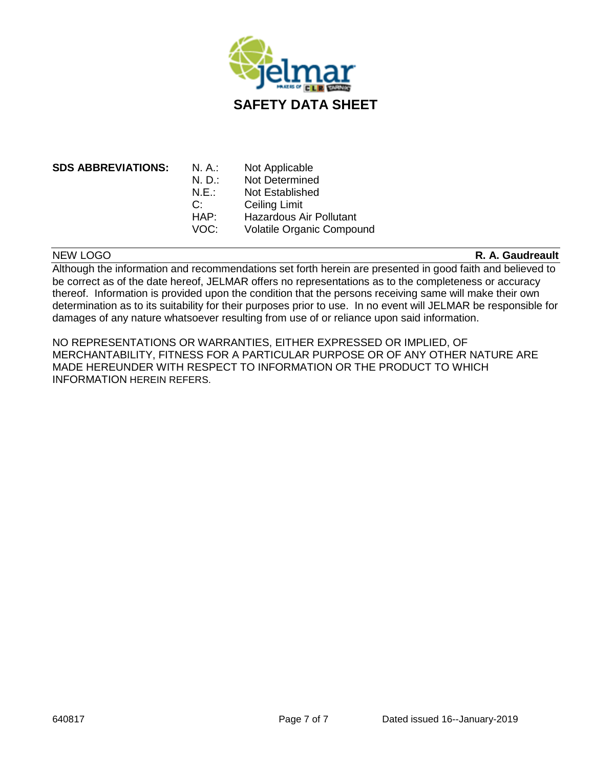# SAFETY DATA SHEET

**SDS ABBREVIATIONS:**

| | |
|---|---|
| N. A.: | Not Applicable |
| N. D.: | Not Determined |
| N.E.: | Not Established |
| C: | Ceiling Limit |
| HAP: | Hazardous Air Pollutant |
| VOC: | Volatile Organic Compound |

NEW LOGO **R. A. Gaudreault**

Although the information and recommendations set forth herein are presented in good faith and believed to be correct as of the date hereof, JELMAR offers no representations as to the completeness or accuracy thereof. Information is provided upon the condition that the persons receiving same will make their own determination as to its suitability for their purposes prior to use. In no event will JELMAR be responsible for damages of any nature whatsoever resulting from use of or reliance upon said information.

NO REPRESENTATIONS OR WARRANTIES, EITHER EXPRESSED OR IMPLIED, OF MERCHANTABILITY, FITNESS FOR A PARTICULAR PURPOSE OR OF ANY OTHER NATURE ARE MADE HEREUNDER WITH RESPECT TO INFORMATION OR THE PRODUCT TO WHICH INFORMATION HEREIN REFERS.